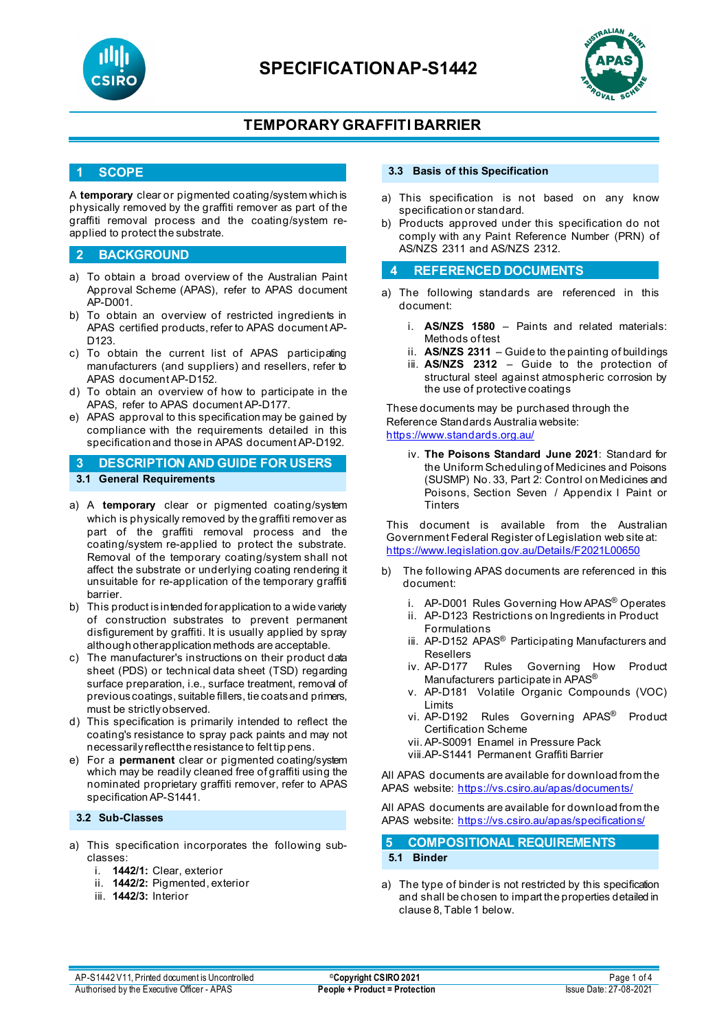# SPECIFICATION AP-S1442

## TEMPORARY GRAFFITI BARRIER

## 1 SCOPE

A **temporary** clear or pigmented coating/system which is physically removed by the graffiti remover as part of the graffiti removal process and the coating/system re-applied to protect the substrate.

## 2 BACKGROUND

a) To obtain a broad overview of the Australian Paint Approval Scheme (APAS), refer to APAS document AP-D001.
b) To obtain an overview of restricted ingredients in APAS certified products, refer to APAS document AP-D123.
c) To obtain the current list of APAS participating manufacturers (and suppliers) and resellers, refer to APAS document AP-D152.
d) To obtain an overview of how to participate in the APAS, refer to APAS document AP-D177.
e) APAS approval to this specification may be gained by compliance with the requirements detailed in this specification and those in APAS document AP-D192.

## 3 DESCRIPTION AND GUIDE FOR USERS

### 3.1 General Requirements

a) A **temporary** clear or pigmented coating/system which is physically removed by the graffiti remover as part of the graffiti removal process and the coating/system re-applied to protect the substrate. Removal of the temporary coating/system shall not affect the substrate or underlying coating rendering it unsuitable for re-application of the temporary graffiti barrier.
b) This product is intended for application to a wide variety of construction substrates to prevent permanent disfigurement by graffiti. It is usually applied by spray although other application methods are acceptable.
c) The manufacturer's instructions on their product data sheet (PDS) or technical data sheet (TSD) regarding surface preparation, i.e., surface treatment, removal of previous coatings, suitable fillers, tie coats and primers, must be strictly observed.
d) This specification is primarily intended to reflect the coating's resistance to spray pack paints and may not necessarily reflect the resistance to felt tip pens.
e) For a **permanent** clear or pigmented coating/system which may be readily cleaned free of graffiti using the nominated proprietary graffiti remover, refer to APAS specification AP-S1441.

### 3.2 Sub-Classes

a) This specification incorporates the following sub-classes:
   i. **1442/1:** Clear, exterior
   ii. **1442/2:** Pigmented, exterior
   iii. **1442/3:** Interior

### 3.3 Basis of this Specification

a) This specification is not based on any know specification or standard.
b) Products approved under this specification do not comply with any Paint Reference Number (PRN) of AS/NZS 2311 and AS/NZS 2312.

## 4 REFERENCED DOCUMENTS

a) The following standards are referenced in this document:
   i. **AS/NZS 1580** – Paints and related materials: Methods of test
   ii. **AS/NZS 2311** – Guide to the painting of buildings
   iii. **AS/NZS 2312** – Guide to the protection of structural steel against atmospheric corrosion by the use of protective coatings

These documents may be purchased through the Reference Standards Australia website: https://www.standards.org.au/

   iv. **The Poisons Standard June 2021**: Standard for the Uniform Scheduling of Medicines and Poisons (SUSMP) No. 33, Part 2: Control on Medicines and Poisons, Section Seven / Appendix I Paint or Tinters

This document is available from the Australian Government Federal Register of Legislation web site at: https://www.legislation.gov.au/Details/F2021L00650

b) The following APAS documents are referenced in this document:
   i. AP-D001 Rules Governing How APAS® Operates
   ii. AP-D123 Restrictions on Ingredients in Product Formulations
   iii. AP-D152 APAS® Participating Manufacturers and Resellers
   iv. AP-D177 Rules Governing How Product Manufacturers participate in APAS®
   v. AP-D181 Volatile Organic Compounds (VOC) Limits
   vi. AP-D192 Rules Governing APAS® Product Certification Scheme
   vii. AP-S0091 Enamel in Pressure Pack
   viii. AP-S1441 Permanent Graffiti Barrier

All APAS documents are available for download from the APAS website: https://vs.csiro.au/apas/documents/

All APAS documents are available for download from the APAS website: https://vs.csiro.au/apas/specifications/

## 5 COMPOSITIONAL REQUIREMENTS

### 5.1 Binder

a) The type of binder is not restricted by this specification and shall be chosen to impart the properties detailed in clause 8, Table 1 below.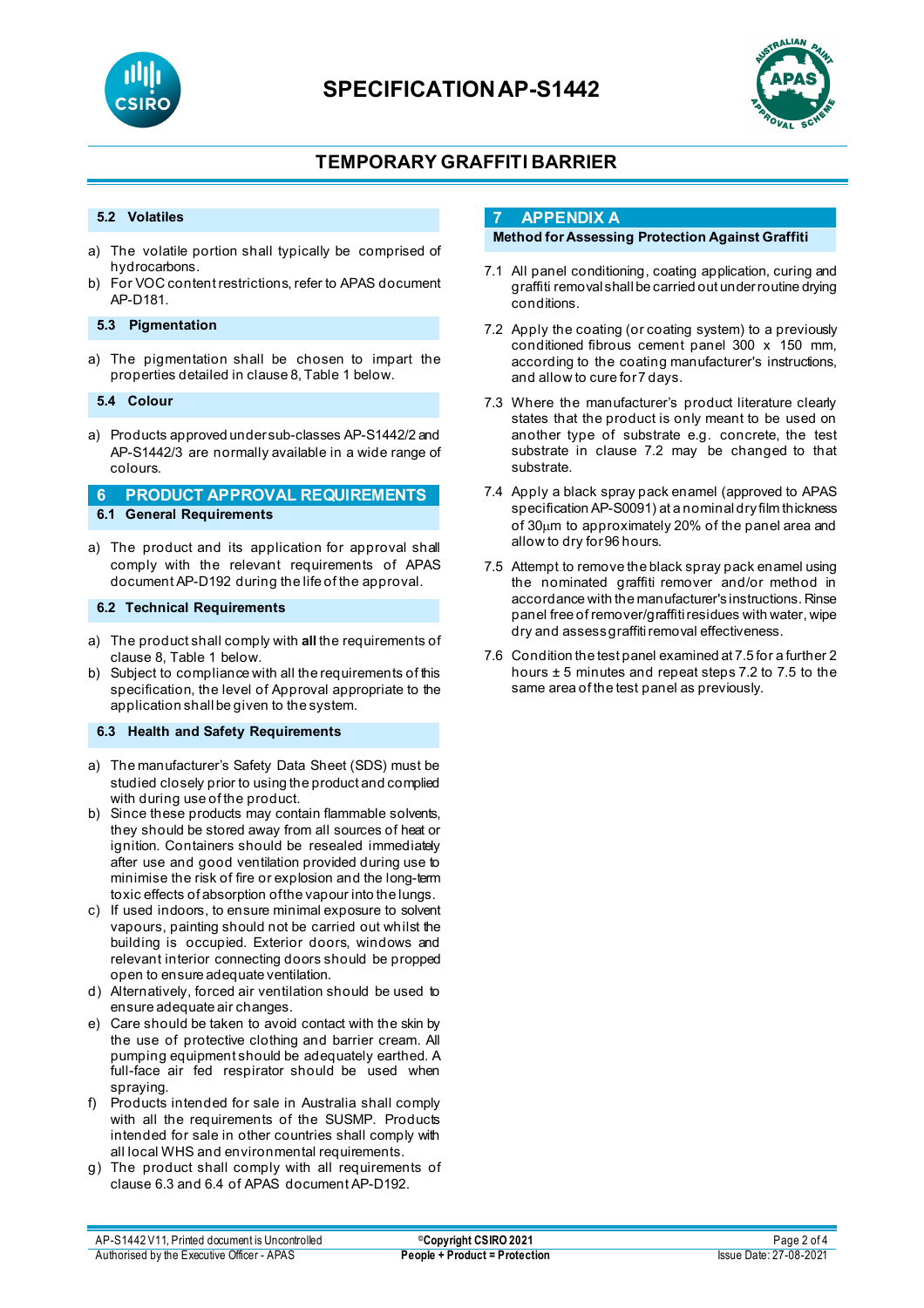### 5.2 Volatiles

a) The volatile portion shall typically be comprised of hydrocarbons.
b) For VOC content restrictions, refer to APAS document AP-D181.

### 5.3 Pigmentation

a) The pigmentation shall be chosen to impart the properties detailed in clause 8, Table 1 below.

### 5.4 Colour

a) Products approved under sub-classes AP-S1442/2 and AP-S1442/3 are normally available in a wide range of colours.

## 6 PRODUCT APPROVAL REQUIREMENTS

### 6.1 General Requirements

a) The product and its application for approval shall comply with the relevant requirements of APAS document AP-D192 during the life of the approval.

### 6.2 Technical Requirements

a) The product shall comply with **all** the requirements of clause 8, Table 1 below.
b) Subject to compliance with all the requirements of this specification, the level of Approval appropriate to the application shall be given to the system.

### 6.3 Health and Safety Requirements

a) The manufacturer's Safety Data Sheet (SDS) must be studied closely prior to using the product and complied with during use of the product.
b) Since these products may contain flammable solvents, they should be stored away from all sources of heat or ignition. Containers should be resealed immediately after use and good ventilation provided during use to minimise the risk of fire or explosion and the long-term toxic effects of absorption of the vapour into the lungs.
c) If used indoors, to ensure minimal exposure to solvent vapours, painting should not be carried out whilst the building is occupied. Exterior doors, windows and relevant interior connecting doors should be propped open to ensure adequate ventilation.
d) Alternatively, forced air ventilation should be used to ensure adequate air changes.
e) Care should be taken to avoid contact with the skin by the use of protective clothing and barrier cream. All pumping equipment should be adequately earthed. A full-face air fed respirator should be used when spraying.
f) Products intended for sale in Australia shall comply with all the requirements of the SUSMP. Products intended for sale in other countries shall comply with all local WHS and environmental requirements.
g) The product shall comply with all requirements of clause 6.3 and 6.4 of APAS document AP-D192.

## 7 APPENDIX A

### Method for Assessing Protection Against Graffiti

7.1 All panel conditioning, coating application, curing and graffiti removal shall be carried out under routine drying conditions.

7.2 Apply the coating (or coating system) to a previously conditioned fibrous cement panel 300 x 150 mm, according to the coating manufacturer's instructions, and allow to cure for 7 days.

7.3 Where the manufacturer's product literature clearly states that the product is only meant to be used on another type of substrate e.g. concrete, the test substrate in clause 7.2 may be changed to that substrate.

7.4 Apply a black spray pack enamel (approved to APAS specification AP-S0091) at a nominal dry film thickness of 30μm to approximately 20% of the panel area and allow to dry for 96 hours.

7.5 Attempt to remove the black spray pack enamel using the nominated graffiti remover and/or method in accordance with the manufacturer's instructions. Rinse panel free of remover/graffiti residues with water, wipe dry and assess graffiti removal effectiveness.

7.6 Condition the test panel examined at 7.5 for a further 2 hours ± 5 minutes and repeat steps 7.2 to 7.5 to the same area of the test panel as previously.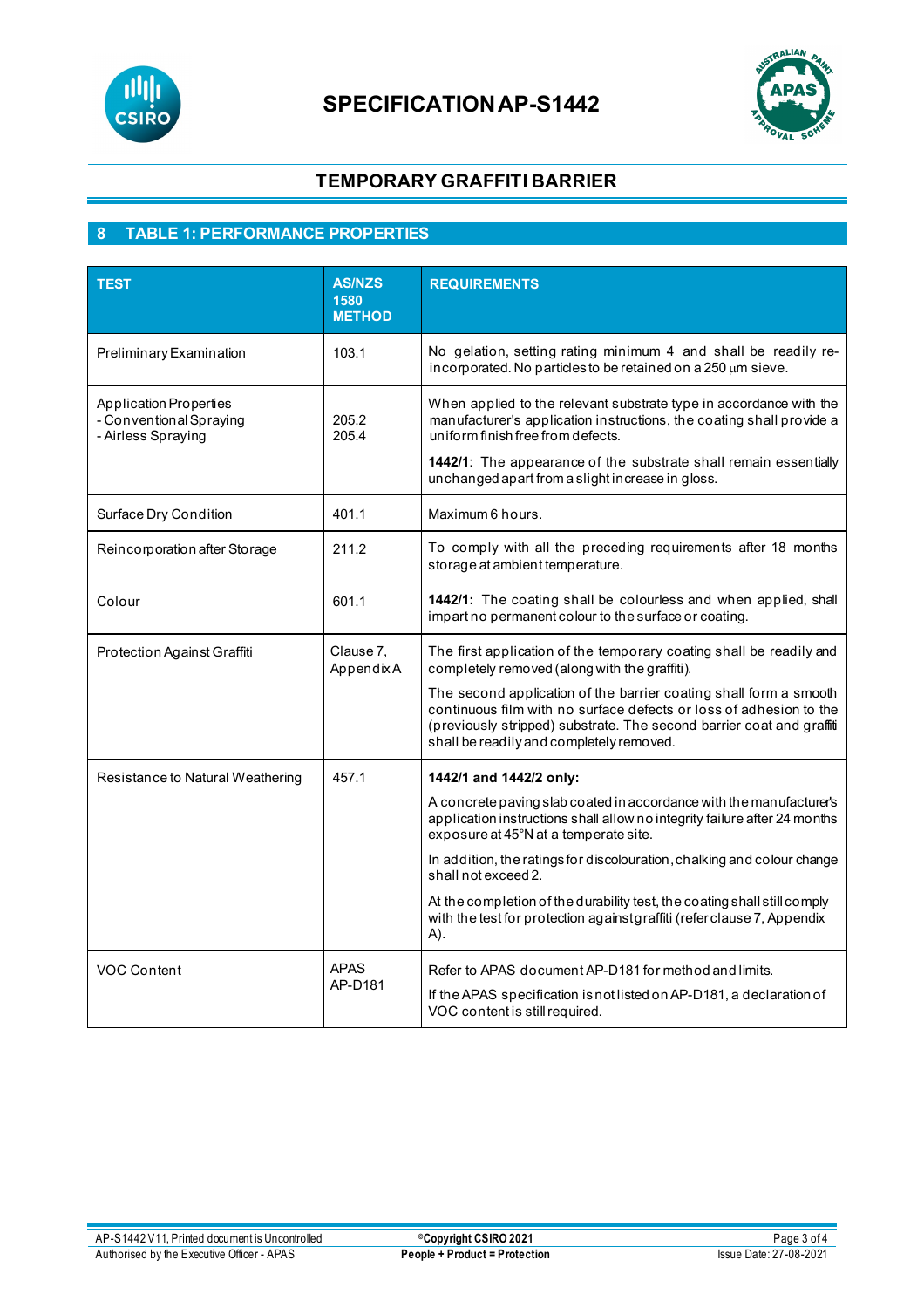# SPECIFICATION AP-S1442

## TEMPORARY GRAFFITI BARRIER

## 8 TABLE 1: PERFORMANCE PROPERTIES

| TEST | AS/NZS 1580 METHOD | REQUIREMENTS |
|---|---|---|
| Preliminary Examination | 103.1 | No gelation, setting rating minimum 4 and shall be readily re-incorporated. No particles to be retained on a 250 µm sieve. |
| Application Properties<br>- Conventional Spraying<br>- Airless Spraying | 205.2<br>205.4 | When applied to the relevant substrate type in accordance with the manufacturer's application instructions, the coating shall provide a uniform finish free from defects.<br><br>**1442/1**: The appearance of the substrate shall remain essentially unchanged apart from a slight increase in gloss. |
| Surface Dry Condition | 401.1 | Maximum 6 hours. |
| Reincorporation after Storage | 211.2 | To comply with all the preceding requirements after 18 months storage at ambient temperature. |
| Colour | 601.1 | **1442/1:** The coating shall be colourless and when applied, shall impart no permanent colour to the surface or coating. |
| Protection Against Graffiti | Clause 7, Appendix A | The first application of the temporary coating shall be readily and completely removed (along with the graffiti).<br><br>The second application of the barrier coating shall form a smooth continuous film with no surface defects or loss of adhesion to the (previously stripped) substrate. The second barrier coat and graffiti shall be readily and completely removed. |
| Resistance to Natural Weathering | 457.1 | **1442/1 and 1442/2 only:**<br><br>A concrete paving slab coated in accordance with the manufacturer's application instructions shall allow no integrity failure after 24 months exposure at 45°N at a temperate site.<br><br>In addition, the ratings for discolouration, chalking and colour change shall not exceed 2.<br><br>At the completion of the durability test, the coating shall still comply with the test for protection against graffiti (refer clause 7, Appendix A). |
| VOC Content | APAS AP-D181 | Refer to APAS document AP-D181 for method and limits.<br><br>If the APAS specification is not listed on AP-D181, a declaration of VOC content is still required. |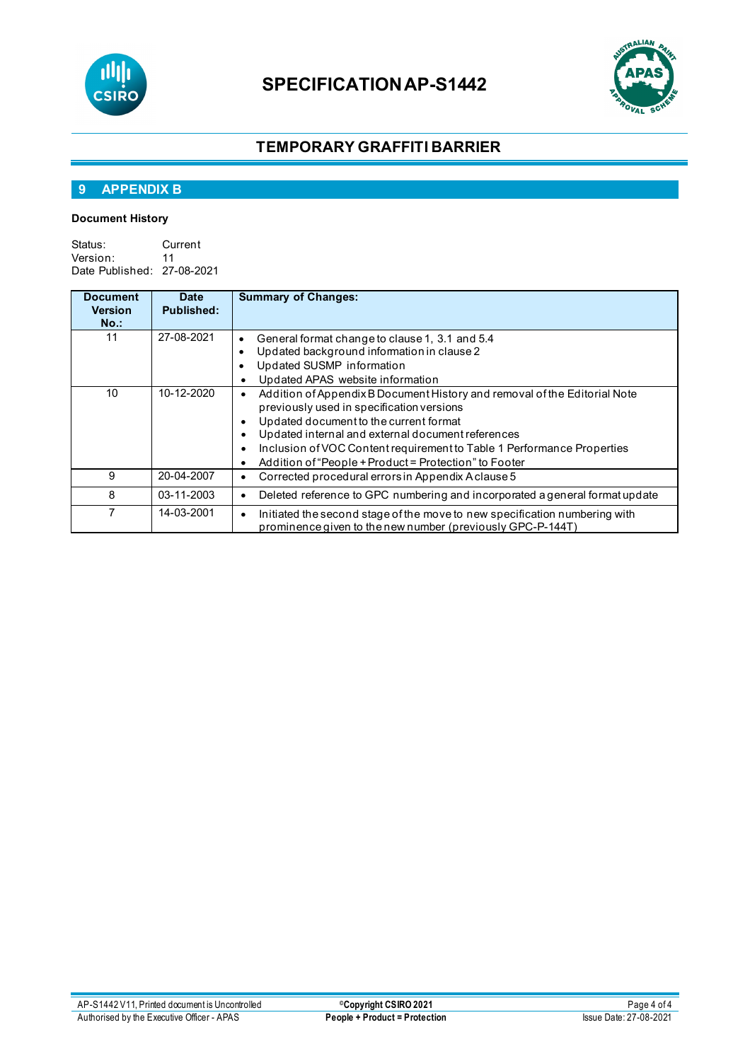## 9 APPENDIX B

**Document History**

Status: Current
Version: 11
Date Published: 27-08-2021

| Document Version No.: | Date Published: | Summary of Changes: |
|---|---|---|
| 11 | 27-08-2021 | • General format change to clause 1, 3.1 and 5.4<br>• Updated background information in clause 2<br>• Updated SUSMP information<br>• Updated APAS website information |
| 10 | 10-12-2020 | • Addition of Appendix B Document History and removal of the Editorial Note previously used in specification versions<br>• Updated document to the current format<br>• Updated internal and external document references<br>• Inclusion of VOC Content requirement to Table 1 Performance Properties<br>• Addition of "People + Product = Protection" to Footer |
| 9 | 20-04-2007 | • Corrected procedural errors in Appendix A clause 5 |
| 8 | 03-11-2003 | • Deleted reference to GPC numbering and incorporated a general format update |
| 7 | 14-03-2001 | • Initiated the second stage of the move to new specification numbering with prominence given to the new number (previously GPC-P-144T) |